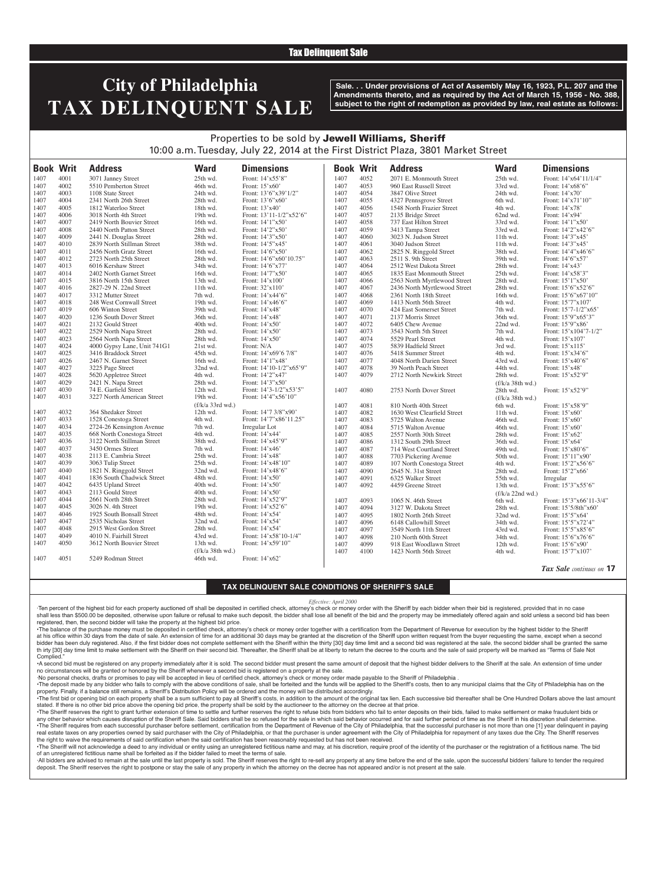Tax Delinquent Sale

# City of Philadelphia TAX DELINQUENT SALE

**Sale. . . Under provisions of Act of Assembly May 16, 1923, P.L. 207 and the Amendments thereto, and as required by the Act of March 15, 1956 - No. 388, subject to the right of redemption as provided by law, real estate as follows:**

Properties to be sold by **Jewell Williams, Sheriff**
10:00 a.m. Tuesday, July 22, 2014 at the First District Plaza, 3801 Market Street

| Book | Writ | Address | Ward | Dimensions |
|---|---|---|---|---|
| 1407 | 4001 | 3071 Janney Street | 25th wd. | Front: 14'x55'8" |
| 1407 | 4002 | 5510 Pemberton Street | 46th wd. | Front: 15'x60' |
| 1407 | 4003 | 1108 State Street | 24th wd. | Front: 13'6"x39'1/2" |
| 1407 | 4004 | 2341 North 26th Street | 28th wd. | Front: 13'6"x60' |
| 1407 | 4005 | 1812 Waterloo Street | 18th wd. | Front: 13'x40' |
| 1407 | 4006 | 3018 North 4th Street | 19th wd. | Front: 13'11-1/2"x52'6" |
| 1407 | 4007 | 2419 North Bouvier Street | 16th wd. | Front: 14'1"x50' |
| 1407 | 4008 | 2440 North Patton Street | 28th wd. | Front: 14'2"x50' |
| 1407 | 4009 | 2441 N. Douglas Street | 28th wd. | Front: 14'3"x50' |
| 1407 | 4010 | 2839 North Stillman Street | 38th wd. | Front: 14'5"x45' |
| 1407 | 4011 | 2456 North Gratz Street | 16th wd. | Front: 14'6"x50' |
| 1407 | 4012 | 2723 North 25th Street | 28th wd. | Front: 14'6"x60'10.75" |
| 1407 | 4013 | 6016 Kershaw Street | 34th wd. | Front: 14'6"x77' |
| 1407 | 4014 | 2402 North Garnet Street | 16th wd. | Front: 14'7"x50' |
| 1407 | 4015 | 3816 North 15th Street | 13th wd. | Front: 14'x100' |
| 1407 | 4016 | 2827-29 N. 22nd Street | 11th wd. | Front: 32'x110' |
| 1407 | 4017 | 3312 Mutter Street | 7th wd. | Front: 14'x44'6" |
| 1407 | 4018 | 248 West Cornwall Street | 19th wd. | Front: 14'x46'6" |
| 1407 | 4019 | 606 Winton Street | 39th wd. | Front: 14'x48' |
| 1407 | 4020 | 1236 South Dover Street | 36th wd. | Front: 14'x48' |
| 1407 | 4021 | 2132 Gould Street | 40th wd. | Front: 14'x50' |
| 1407 | 4022 | 2529 North Napa Street | 28th wd. | Front: 14'x50' |
| 1407 | 4023 | 2564 North Napa Street | 28th wd. | Front: 14'x50' |
| 1407 | 4024 | 4000 Gypsy Lane, Unit 741G1 | 21st wd. | Front: N/A |
| 1407 | 4025 | 3416 Braddock Street | 45th wd. | Front: 14'x69'6 7/8" |
| 1407 | 4026 | 2467 N. Garnet Street | 16th wd. | Front: 14'1"x48' |
| 1407 | 4027 | 3225 Page Street | 32nd wd. | Front: 14'10-1/2"x65'9" |
| 1407 | 4028 | 5620 Appletree Street | 4th wd. | Front: 14'2"x47' |
| 1407 | 4029 | 2421 N. Napa Street | 28th wd. | Front: 14'3"x50' |
| 1407 | 4030 | 74 E. Garfield Street | 12th wd. | Front: 14'3-1/2"x53'5" |
| 1407 | 4031 | 3227 North American Street | 19th wd. (f/k/a 33rd wd.) | Front: 14'4"x56'10" |
| 1407 | 4032 | 364 Shedaker Street | 12th wd. | Front: 14'7 3/8"x90' |
| 1407 | 4033 | 1528 Conestoga Street | 4th wd. | Front: 14'7"x86'11.25" |
| 1407 | 4034 | 2724-26 Kensington Avenue | 7th wd. | Irregular Lot |
| 1407 | 4035 | 668 North Conestoga Street | 4th wd. | Front: 14'x44' |
| 1407 | 4036 | 3122 North Stillman Street | 38th wd. | Front: 14'x45'9" |
| 1407 | 4037 | 3450 Ormes Street | 7th wd. | Front: 14'x46' |
| 1407 | 4038 | 2113 E. Cambria Street | 25th wd. | Front: 14'x48' |
| 1407 | 4039 | 3063 Tulip Street | 25th wd. | Front: 14'x48'10" |
| 1407 | 4040 | 1821 N. Ringgold Street | 32nd wd. | Front: 14'x48'6" |
| 1407 | 4041 | 1836 South Chadwick Street | 48th wd. | Front: 14'x50' |
| 1407 | 4042 | 6435 Upland Street | 40th wd. | Front: 14'x50' |
| 1407 | 4043 | 2113 Gould Street | 40th wd. | Front: 14'x50' |
| 1407 | 4044 | 2661 North 28th Street | 28th wd. | Front: 14'x52'9" |
| 1407 | 4045 | 3026 N. 4th Street | 19th wd. | Front: 14'x52'6" |
| 1407 | 4046 | 1925 South Bonsall Street | 48th wd. | Front: 14'x54' |
| 1407 | 4047 | 2535 Nicholas Street | 32nd wd. | Front: 14'x54' |
| 1407 | 4048 | 2915 West Gordon Street | 28th wd. | Front: 14'x54' |
| 1407 | 4049 | 4010 N. Fairhill Street | 43rd wd. | Front: 14'x58'10-1/4" |
| 1407 | 4050 | 3612 North Bouvier Street | 13th wd. (f/k/a 38th wd.) | Front: 14'x59'10" |
| 1407 | 4051 | 5249 Rodman Street | 46th wd. | Front: 14'x62' |
| 1407 | 4052 | 2071 E. Monmouth Street | 25th wd. | Front: 14'x64'11/1/4" |
| 1407 | 4053 | 960 East Russell Street | 33rd wd. | Front: 14'x68'6" |
| 1407 | 4054 | 3847 Olive Street | 24th wd. | Front: 14'x70' |
| 1407 | 4055 | 4327 Pennsgrove Street | 6th wd. | Front: 14'x71'10" |
| 1407 | 4056 | 1548 North Frazier Street | 4th wd. | Front: 14'x78' |
| 1407 | 4057 | 2135 Bridge Street | 62nd wd. | Front: 14'x94' |
| 1407 | 4058 | 737 East Hilton Street | 33rd wd. | Front: 14'1"x50' |
| 1407 | 4059 | 3413 Tampa Street | 33rd wd. | Front: 14'2"x42'6" |
| 1407 | 4060 | 3023 N. Judson Street | 11th wd. | Front: 14'3"x45' |
| 1407 | 4061 | 3040 Judson Street | 11th wd. | Front: 14'3"x45' |
| 1407 | 4062 | 2825 N. Ringgold Street | 38th wd. | Front: 14'4"x46'6" |
| 1407 | 4063 | 2511 S. 9th Street | 39th wd. | Front: 14'6"x57' |
| 1407 | 4064 | 2512 West Dakota Street | 28th wd. | Front: 14'x43' |
| 1407 | 4065 | 1835 East Monmouth Street | 25th wd. | Front: 14'x58'3" |
| 1407 | 4066 | 2563 North Myrtlewood Street | 28th wd. | Front: 15'1"x50' |
| 1407 | 4067 | 2436 North Myrtlewood Street | 28th wd. | Front: 15'6"x52'6" |
| 1407 | 4068 | 2361 North 18th Street | 16th wd. | Front: 15'6"x67'10" |
| 1407 | 4069 | 1413 North 56th Street | 4th wd. | Front: 15'7"x107' |
| 1407 | 4070 | 424 East Somerset Street | 7th wd. | Front: 15'7-1/2"x65' |
| 1407 | 4071 | 2137 Morris Street | 36th wd. | Front: 15'9"x65'3" |
| 1407 | 4072 | 6405 Chew Avenue | 22nd wd. | Front: 15'9"x86' |
| 1407 | 4073 | 3543 North 5th Street | 7th wd. | Front: 15'x104'7-1/2" |
| 1407 | 4074 | 5529 Pearl Street | 4th wd. | Front: 15'x107' |
| 1407 | 4075 | 5839 Hadfield Street | 3rd wd. | Front: 15'x115' |
| 1407 | 4076 | 5418 Summer Street | 4th wd. | Front: 15'x34'6" |
| 1407 | 4077 | 4048 North Darien Street | 43rd wd. | Front: 15'x40'6" |
| 1407 | 4078 | 39 North Peach Street | 44th wd. | Front: 15'x48' |
| 1407 | 4079 | 2712 North Newkirk Street | 28th wd. (f/k/a 38th wd.) | Front: 15'x52'9" |
| 1407 | 4080 | 2753 North Dover Street | 28th wd. (f/k/a 38th wd.) | Front: 15'x52'9" |
| 1407 | 4081 | 810 North 40th Street | 6th wd. | Front: 15'x58'9" |
| 1407 | 4082 | 1630 West Clearfield Street | 11th wd. | Front: 15'x60' |
| 1407 | 4083 | 5725 Walton Avenue | 46th wd. | Front: 15'x60' |
| 1407 | 4084 | 5715 Walton Avenue | 46th wd. | Front: 15'x60' |
| 1407 | 4085 | 2557 North 30th Street | 28th wd. | Front: 15'x62' |
| 1407 | 4086 | 1312 South 29th Street | 36th wd. | Front: 15'x64' |
| 1407 | 4087 | 714 West Courtland Street | 49th wd. | Front: 15'x80'6" |
| 1407 | 4088 | 7703 Pickering Avenue | 50th wd. | Front: 15'11"x90' |
| 1407 | 4089 | 107 North Conestoga Street | 4th wd. | Front: 15'2"x56'6" |
| 1407 | 4090 | 2645 N. 31st Street | 28th wd. | Front: 15'2"x66' |
| 1407 | 4091 | 6325 Walker Street | 55th wd. | Irregular |
| 1407 | 4092 | 4459 Greene Street | 13th wd. (f/k/a 22nd wd.) | Front: 15'3"x55'6" |
| 1407 | 4093 | 1065 N. 46th Street | 6th wd. | Front: 15'3"x66'11-3/4" |
| 1407 | 4094 | 3127 W. Dakota Street | 28th wd. | Front: 15'5/8th"x60' |
| 1407 | 4095 | 1802 North 26th Street | 32nd wd. | Front: 15'5"x64' |
| 1407 | 4096 | 6148 Callowhill Street | 34th wd. | Front: 15'5"x72'4" |
| 1407 | 4097 | 3549 North 11th Street | 43rd wd. | Front: 15'5"x85'6" |
| 1407 | 4098 | 210 North 60th Street | 34th wd. | Front: 15'6"x76'6" |
| 1407 | 4099 | 918 East Woodlawn Street | 12th wd. | Front: 15'6"x90' |
| 1407 | 4100 | 1423 North 56th Street | 4th wd. | Front: 15'7"x107' |

*Tax Sale continues on* **17**

## TAX DELINQUENT SALE CONDITIONS OF SHERIFF'S SALE

*Effective: April 2000*

·Ten percent of the highest bid for each property auctioned off shall be deposited in certified check, attorney's check or money order with the Sheriff by each bidder when their bid is registered, provided that in no case shall less than $500.00 be deposited, otherwise upon failure or refusal to make such deposit, the bidder shall lose all benefit of the bid and the property may be immediately offered again and sold unless a second bid has been registered, then, the second bidder will take the property at the highest bid price.

•The balance of the purchase money must be deposited in certified check, attorney's check or money order together with a certification from the Department of Revenue for execution by the highest bidder to the Sheriff at his office within 30 days from the date of sale. An extension of time for an additional 30 days may be granted at the discretion of the Sheriff upon written request from the buyer requesting the same, except when a second bidder has been duly registered. Also, if the first bidder does not complete settlement with the Sheriff within the thirty [30] day time limit and a second bid was registered at the sale, the second bidder shall be granted the same th irty [30] day time limit to make settlement with the Sheriff on their second bid. Thereafter, the Sheriff shall be at liberty to return the decree to the courts and the sale of said property will be marked as "Terms of Sale Not Complied."

•A second bid must be registered on any property immediately after it is sold. The second bidder must present the same amount of deposit that the highest bidder delivers to the Sheriff at the sale. An extension of time under no circumstances will be granted or honored by the Sheriff whenever a second bid is registered on a property at the sale.

·No personal checks, drafts or promises to pay will be accepted in lieu of certified check, attorney's check or money order made payable to the Sheriff of Philadelphia .

•The deposit made by any bidder who fails to comply with the above conditions of sale, shall be forteited and the funds will be applied to the Sheriff's costs, then to any municipal claims that the City of Philadelphia has on the property. Finally, if a balance still remains, a Sheriff's Distribution Policy will be ordered and the money will be distributed accordingly.

•The first bid or opening bid on each property shall be a sum sufficient to pay all Sheriff's costs, in addition to the amount of the original tax lien. Each successive bid thereafter shall be One Hundred Dollars above the last amount stated. If there is no other bid price above the opening bid price, the property shall be sold by the auctioneer to the attorney on the decree at that price.

•The Sheriff reserves the right to grant further extension of time to settle and further reserves the right to refuse bids from bidders who fail to enter deposits on their bids, failed to make settlement or make fraudulent bids or any other behavior which causes disruption of the Sheriff Sale. Said bidders shall be so refused for the sale in which said behavior occurred and for said further period of time as the Sheriff in his discretion shall determine.

•The Sheriff requires from each successful purchaser before settlement, certification from the Department of Revenue of the City of Philadelphia, that the successful purchaser is not more than one [1] year delinquent in paying real estate taxes on any properties owned by said purchaser with the City of Philadelphia, or that the purchaser is under agreement with the City of Philadelphia for repayment of any taxes due the City. The Sheriff reserves the right to waive the requirements of said certification when the said certification has been reasonably requested but has not been received.

•The Sheriff will not acknowledge a deed to any individual or entity using an unregistered fictitious name and may, at his discretion, require proof of the identity of the purchaser or the registration of a fictitious name. The bid of an unregistered fictitious name shall be forfeited as if the bidder failed to meet the terms of sale.

·All bidders are advised to remain at the sale until the last property is sold. The Sheriff reserves the right to re-sell any property at any time before the end of the sale, upon the successful bidders' failure to tender the required deposit. The Sheriff reserves the right to postpone or stay the sale of any property in which the attorney on the decree has not appeared and/or is not present at the sale.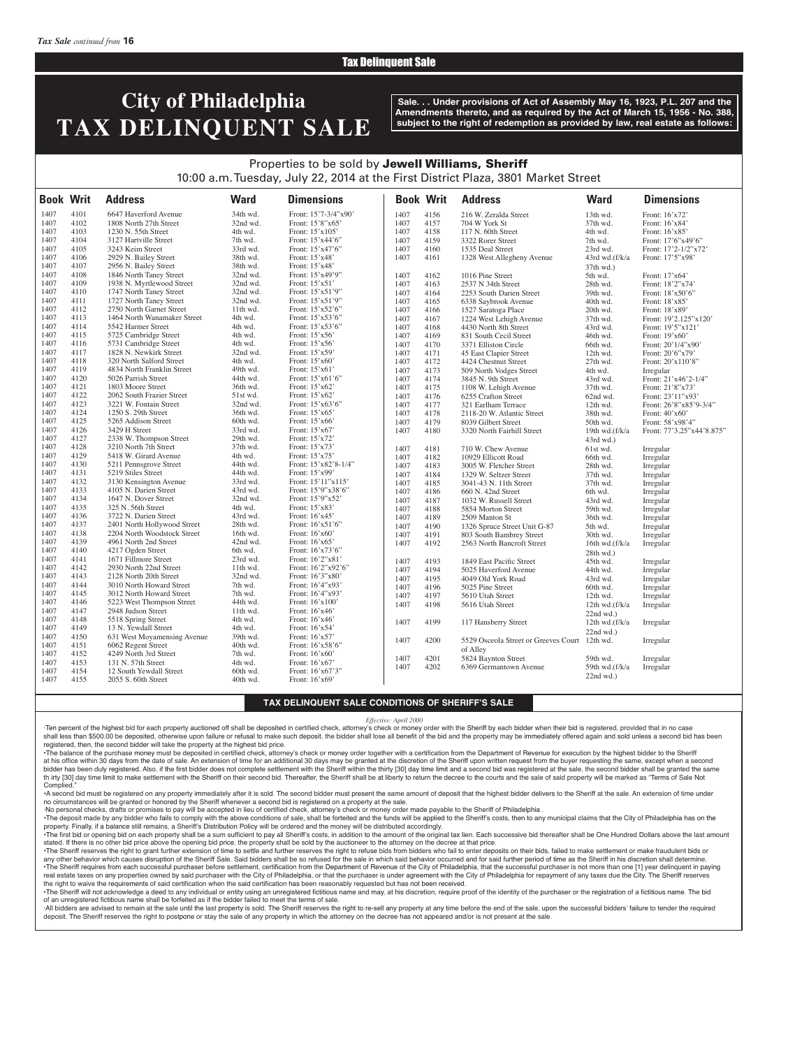*Tax Sale continued from* **16**

Tax Delinquent Sale

# City of Philadelphia TAX DELINQUENT SALE

**Sale. . . Under provisions of Act of Assembly May 16, 1923, P.L. 207 and the Amendments thereto, and as required by the Act of March 15, 1956 - No. 388, subject to the right of redemption as provided by law, real estate as follows:**

Properties to be sold by **Jewell Williams, Sheriff**
10:00 a.m. Tuesday, July 22, 2014 at the First District Plaza, 3801 Market Street

| Book | Writ | Address | Ward | Dimensions |
|---|---|---|---|---|
| 1407 | 4101 | 6647 Haverford Avenue | 34th wd. | Front: 15'7-3/4"x90' |
| 1407 | 4102 | 1808 North 27th Street | 32nd wd. | Front: 15'8"x65' |
| 1407 | 4103 | 1230 N. 55th Street | 4th wd. | Front: 15'x105' |
| 1407 | 4104 | 3127 Hartville Street | 7th wd. | Front: 15'x44'6" |
| 1407 | 4105 | 3243 Keim Street | 33rd wd. | Front: 15'x47'6" |
| 1407 | 4106 | 2929 N. Bailey Street | 38th wd. | Front: 15'x48' |
| 1407 | 4107 | 2956 N. Bailey Street | 38th wd. | Front: 15'x48' |
| 1407 | 4108 | 1846 North Taney Street | 32nd wd. | Front: 15'x49'9" |
| 1407 | 4109 | 1938 N. Myrtlewood Street | 32nd wd. | Front: 15'x51' |
| 1407 | 4110 | 1747 North Taney Street | 32nd wd. | Front: 15'x51'9" |
| 1407 | 4111 | 1727 North Taney Street | 32nd wd. | Front: 15'x51'9" |
| 1407 | 4112 | 2750 North Garnet Street | 11th wd. | Front: 15'x52'6" |
| 1407 | 4113 | 1464 North Wanamaker Street | 4th wd. | Front: 15'x53'6" |
| 1407 | 4114 | 5542 Harmer Street | 4th wd. | Front: 15'x53'6" |
| 1407 | 4115 | 5725 Cambridge Street | 4th wd. | Front: 15'x56' |
| 1407 | 4116 | 5731 Cambridge Street | 4th wd. | Front: 15'x56' |
| 1407 | 4117 | 1828 N. Newkirk Street | 32nd wd. | Front: 15'x59' |
| 1407 | 4118 | 320 North Salford Street | 4th wd. | Front: 15'x60' |
| 1407 | 4119 | 4834 North Franklin Street | 49th wd. | Front: 15'x61' |
| 1407 | 4120 | 5026 Parrish Street | 44th wd. | Front: 15'x61'6" |
| 1407 | 4121 | 1803 Moore Street | 36th wd. | Front: 15'x62' |
| 1407 | 4122 | 2062 South Frazier Street | 51st wd. | Front: 15'x62' |
| 1407 | 4123 | 3221 W. Fontain Street | 32nd wd. | Front: 15'x63'6" |
| 1407 | 4124 | 1250 S. 29th Street | 36th wd. | Front: 15'x65' |
| 1407 | 4125 | 5265 Addison Street | 60th wd. | Front: 15'x66' |
| 1407 | 4126 | 3429 H Street | 33rd wd. | Front: 15'x67' |
| 1407 | 4127 | 2338 W. Thompson Street | 29th wd. | Front: 15'x72' |
| 1407 | 4128 | 3210 North 7th Street | 37th wd. | Front: 15'x73' |
| 1407 | 4129 | 5418 W. Girard Avenue | 4th wd. | Front: 15'x75' |
| 1407 | 4130 | 5211 Pennsgrove Street | 44th wd. | Front: 15'x82'8-1/4" |
| 1407 | 4131 | 5219 Stiles Street | 44th wd. | Front: 15'x99' |
| 1407 | 4132 | 3130 Kensington Avenue | 33rd wd. | Front: 15'11"x115' |
| 1407 | 4133 | 4105 N. Darien Street | 43rd wd. | Front: 15'9"x38'6" |
| 1407 | 4134 | 1647 N. Dover Street | 32nd wd. | Front: 15'9"x52' |
| 1407 | 4135 | 325 N. 56th Street | 4th wd. | Front: 15'x83' |
| 1407 | 4136 | 3722 N. Darien Street | 43rd wd. | Front: 16'x45' |
| 1407 | 4137 | 2401 North Hollywood Street | 28th wd. | Front: 16'x51'6" |
| 1407 | 4138 | 2204 North Woodstock Street | 16th wd. | Front: 16'x60' |
| 1407 | 4139 | 4961 North 2nd Street | 42nd wd. | Front: 16'x65' |
| 1407 | 4140 | 4217 Ogden Street | 6th wd. | Front: 16'x73'6" |
| 1407 | 4141 | 1671 Fillmore Street | 23rd wd. | Front: 16'2"x81' |
| 1407 | 4142 | 2930 North 22nd Street | 11th wd. | Front: 16'2"x92'6" |
| 1407 | 4143 | 2128 North 20th Street | 32nd wd. | Front: 16'3"x80' |
| 1407 | 4144 | 3010 North Howard Street | 7th wd. | Front: 16'4"x93' |
| 1407 | 4145 | 3012 North Howard Street | 7th wd. | Front: 16'4"x93' |
| 1407 | 4146 | 5223 West Thompson Street | 44th wd. | Front: 16'x100' |
| 1407 | 4147 | 2948 Judson Street | 11th wd. | Front: 16'x46' |
| 1407 | 4148 | 5518 Spring Street | 4th wd. | Front: 16'x46' |
| 1407 | 4149 | 13 N. Yewdall Street | 4th wd. | Front: 16'x54' |
| 1407 | 4150 | 631 West Moyamensing Avenue | 39th wd. | Front: 16'x57' |
| 1407 | 4151 | 6062 Regent Street | 40th wd. | Front: 16'x58'6" |
| 1407 | 4152 | 4249 North 3rd Street | 7th wd. | Front: 16'x60' |
| 1407 | 4153 | 131 N. 57th Street | 4th wd. | Front: 16'x67' |
| 1407 | 4154 | 12 South Yewdall Street | 60th wd. | Front: 16'x67'3" |
| 1407 | 4155 | 2055 S. 60th Street | 40th wd. | Front: 16'x69' |
| 1407 | 4156 | 216 W. Zeralda Street | 13th wd. | Front: 16'x72' |
| 1407 | 4157 | 704 W York St | 37th wd. | Front: 16'x84' |
| 1407 | 4158 | 117 N. 60th Street | 4th wd. | Front: 16'x85' |
| 1407 | 4159 | 3322 Rorer Street | 7th wd. | Front: 17'6"x49'6" |
| 1407 | 4160 | 1535 Deal Street | 23rd wd. | Front: 17'2-1/2"x72' |
| 1407 | 4161 | 1328 West Allegheny Avenue | 43rd wd.(f/k/a 37th wd.) | Front: 17'5"x98' |
| 1407 | 4162 | 1016 Pine Street | 5th wd. | Front: 17'x64' |
| 1407 | 4163 | 2537 N 34th Street | 28th wd. | Front: 18'2"x74' |
| 1407 | 4164 | 2253 South Darien Street | 39th wd. | Front: 18'x50'6" |
| 1407 | 4165 | 6338 Saybrook Avenue | 40th wd. | Front: 18'x85' |
| 1407 | 4166 | 1527 Saratoga Place | 20th wd. | Front: 18'x89' |
| 1407 | 4167 | 1224 West Lehigh Avenue | 37th wd. | Front: 19'2.125"x120' |
| 1407 | 4168 | 4430 North 8th Street | 43rd wd. | Front: 19'5"x121' |
| 1407 | 4169 | 831 South Cecil Street | 46th wd. | Front: 19'x60' |
| 1407 | 4170 | 3371 Elliston Circle | 66th wd. | Front: 20'1/4"x90' |
| 1407 | 4171 | 45 East Clapier Street | 12th wd. | Front: 20'6"x79' |
| 1407 | 4172 | 4424 Chestnut Street | 27th wd. | Front: 20'x110'8" |
| 1407 | 4173 | 509 North Vodges Street | 4th wd. | Irregular |
| 1407 | 4174 | 3845 N. 9th Street | 43rd wd. | Front: 21'x46'2-1/4" |
| 1407 | 4175 | 1108 W. Lehigh Avenue | 37th wd. | Front: 21'8"x73' |
| 1407 | 4176 | 6255 Crafton Street | 62nd wd. | Front: 23'11"x93' |
| 1407 | 4177 | 321 Earlham Terrace | 12th wd. | Front: 26'8"x85'9-3/4" |
| 1407 | 4178 | 2118-20 W. Atlantic Street | 38th wd. | Front: 40'x60' |
| 1407 | 4179 | 8039 Gilbert Street | 50th wd. | Front: 58'x98'4" |
| 1407 | 4180 | 3320 North Fairhill Street | 19th wd.(f/k/a 43rd wd.) | Front: 77'3.25"x44'8.875" |
| 1407 | 4181 | 710 W. Chew Avenue | 61st wd. | Irregular |
| 1407 | 4182 | 10929 Ellicott Road | 66th wd. | Irregular |
| 1407 | 4183 | 3005 W. Fletcher Street | 28th wd. | Irregular |
| 1407 | 4184 | 1329 W. Seltzer Street | 37th wd. | Irregular |
| 1407 | 4185 | 3041-43 N. 11th Street | 37th wd. | Irregular |
| 1407 | 4186 | 660 N. 42nd Street | 6th wd. | Irregular |
| 1407 | 4187 | 1032 W. Russell Street | 43rd wd. | Irregular |
| 1407 | 4188 | 5854 Morton Street | 59th wd. | Irregular |
| 1407 | 4189 | 2509 Manton St | 36th wd. | Irregular |
| 1407 | 4190 | 1326 Spruce Street Unit G-87 | 5th wd. | Irregular |
| 1407 | 4191 | 803 South Bambrey Street | 30th wd. | Irregular |
| 1407 | 4192 | 2563 North Bancroft Street | 16th wd.(f/k/a 28th wd.) | Irregular |
| 1407 | 4193 | 1849 East Pacific Street | 45th wd. | Irregular |
| 1407 | 4194 | 5025 Haverford Avenue | 44th wd. | Irregular |
| 1407 | 4195 | 4049 Old York Road | 43rd wd. | Irregular |
| 1407 | 4196 | 5025 Pine Street | 60th wd. | Irregular |
| 1407 | 4197 | 5610 Utah Street | 12th wd. | Irregular |
| 1407 | 4198 | 5616 Utah Street | 12th wd.(f/k/a 22nd wd.) | Irregular |
| 1407 | 4199 | 117 Hansberry Street | 12th wd.(f/k/a 22nd wd.) | Irregular |
| 1407 | 4200 | 5529 Osceola Street or Greeves Court of Alley | 12th wd. | Irregular |
| 1407 | 4201 | 5824 Baynton Street | 59th wd. | Irregular |
| 1407 | 4202 | 6369 Germantown Avenue | 59th wd.(f/k/a 22nd wd.) | Irregular |

## TAX DELINQUENT SALE CONDITIONS OF SHERIFF'S SALE

*Effective: April 2000*

·Ten percent of the highest bid for each property auctioned off shall be deposited in certified check, attorney's check or money order with the Sheriff by each bidder when their bid is registered, provided that in no case shall less than $500.00 be deposited, otherwise upon failure or refusal to make such deposit, the bidder shall lose all benefit of the bid and the property may be immediately offered again and sold unless a second bid has been registered, then, the second bidder will take the property at the highest bid price.

•The balance of the purchase money must be deposited in certified check, attorney's check or money order together with a certification from the Department of Revenue for execution by the highest bidder to the Sheriff at his office within 30 days from the date of sale. An extension of time for an additional 30 days may be granted at the discretion of the Sheriff upon written request from the buyer requesting the same, except when a second bidder has been duly registered. Also, if the first bidder does not complete settlement with the Sheriff within the thirty [30] day time limit and a second bid was registered at the sale, the second bidder shall be granted the same th irty [30] day time limit to make settlement with the Sheriff on their second bid. Thereafter, the Sheriff shall be at liberty to return the decree to the courts and the sale of said property will be marked as "Terms of Sale Not Complied."

•A second bid must be registered on any property immediately after it is sold. The second bidder must present the same amount of deposit that the highest bidder delivers to the Sheriff at the sale. An extension of time under no circumstances will be granted or honored by the Sheriff whenever a second bid is registered on a property at the sale.

·No personal checks, drafts or promises to pay will be accepted in lieu of certified check, attorney's check or money order made payable to the Sheriff of Philadelphia .

•The deposit made by any bidder who fails to comply with the above conditions of sale, shall be forteited and the funds will be applied to the Sheriff's costs, then to any municipal claims that the City of Philadelphia has on the property. Finally, if a balance still remains, a Sheriff's Distribution Policy will be ordered and the money will be distributed accordingly.

•The first bid or opening bid on each property shall be a sum sufficient to pay all Sheriff's costs, in addition to the amount of the original tax lien. Each successive bid thereafter shall be One Hundred Dollars above the last amount stated. If there is no other bid price above the opening bid price, the property shall be sold by the auctioneer to the attorney on the decree at that price.

•The Sheriff reserves the right to grant further extension of time to settle and further reserves the right to refuse bids from bidders who fail to enter deposits on their bids, failed to make settlement or make fraudulent bids or any other behavior which causes disruption of the Sheriff Sale. Said bidders shall be so refused for the sale in which said behavior occurred and for said further period of time as the Sheriff in his discretion shall determine.

•The Sheriff requires from each successful purchaser before settlement, certification from the Department of Revenue of the City of Philadelphia, that the successful purchaser is not more than one [1] year delinquent in paying real estate taxes on any properties owned by said purchaser with the City of Philadelphia, or that the purchaser is under agreement with the City of Philadelphia for repayment of any taxes due the City. The Sheriff reserves the right to waive the requirements of said certification when the said certification has been reasonably requested but has not been received.

•The Sheriff will not acknowledge a deed to any individual or entity using an unregistered fictitious name and may, at his discretion, require proof of the identity of the purchaser or the registration of a fictitious name. The bid of an unregistered fictitious name shall be forfeited as if the bidder failed to meet the terms of sale.

·All bidders are advised to remain at the sale until the last property is sold. The Sheriff reserves the right to re-sell any property at any time before the end of the sale, upon the successful bidders' failure to tender the required deposit. The Sheriff reserves the right to postpone or stay the sale of any property in which the attorney on the decree has not appeared and/or is not present at the sale.